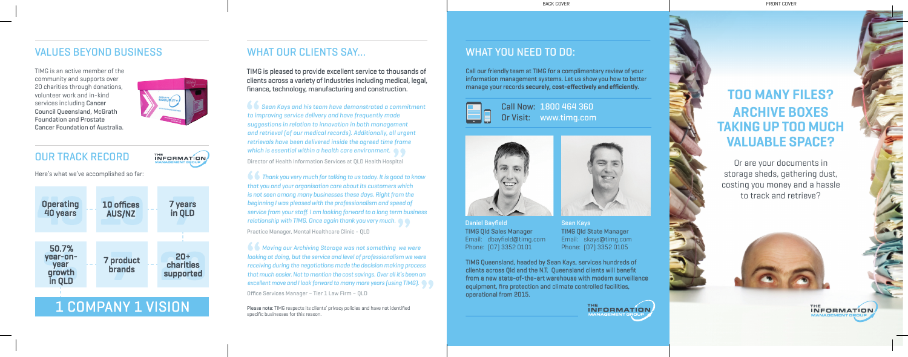## VALUES BEYOND BUSINESS

TIMG is an active member of the community and supports over 20 charities through donations, volunteer work and in-kind services including Cancer Council Queensland, McGrath Foundation and Prostate Cancer Foundation of Australia.

## OUR TRACK RECORD

Here's what we've accomplished so far:

| | | |
|---|---|---|
| Operating 40 years | 10 offices AUS/NZ | 7 years in QLD |
| 50.7% year-on-year growth in QLD | 7 product brands | 20+ charities supported |

## 1 COMPANY 1 VISION

## WHAT OUR CLIENTS SAY...

TIMG is pleased to provide excellent service to thousands of clients across a variety of Industries including medical, legal, finance, technology, manufacturing and construction.

*"Sean Kays and his team have demonstrated a commitment to improving service delivery and have frequently made suggestions in relation to innovation in both management and retrieval (of our medical records). Additionally, all urgent retrievals have been delivered inside the agreed time frame which is essential within a health care environment."*

Director of Health Information Services at QLD Health Hospital

*"Thank you very much for talking to us today. It is good to know that you and your organisation care about its customers which is not seen among many businesses these days. Right from the beginning I was pleased with the professionalism and speed of service from your staff. I am looking forward to a long term business relationship with TIMG. Once again thank you very much."*

Practice Manager, Mental Healthcare Clinic - QLD

*"Moving our Archiving Storage was not something we were looking at doing, but the service and level of professionalism we were receiving during the negotiations made the decision making process that much easier. Not to mention the cost savings. Over all it's been an excellent move and I look forward to many more years (using TIMG)."*

Office Services Manager – Tier 1 Law Firm – QLD

**Please note:** TIMG respects its clients' privacy policies and have not identified specific businesses for this reason.

## WHAT YOU NEED TO DO:

Call our friendly team at TIMG for a complimentary review of your information management systems. Let us show you how to better manage your records **securely, cost-effectively and efficiently.**

**Call Now:** 1800 464 360
**Or Visit:** www.timg.com

**Daniel Bayfield**
TIMG Qld Sales Manager
Email: dbayfield@timg.com
Phone: (07) 3352 0101

**Sean Kays**
TIMG Qld State Manager
Email: skays@timg.com
Phone: (07) 3352 0105

TIMG Queensland, headed by Sean Kays, services hundreds of clients across Qld and the N.T. Queensland clients will benefit from a new state-of-the-art warehouse with modern surveillance equipment, fire protection and climate controlled facilities, operational from 2015.

# TOO MANY FILES? ARCHIVE BOXES TAKING UP TOO MUCH VALUABLE SPACE?

Or are your documents in storage sheds, gathering dust, costing you money and a hassle to track and retrieve?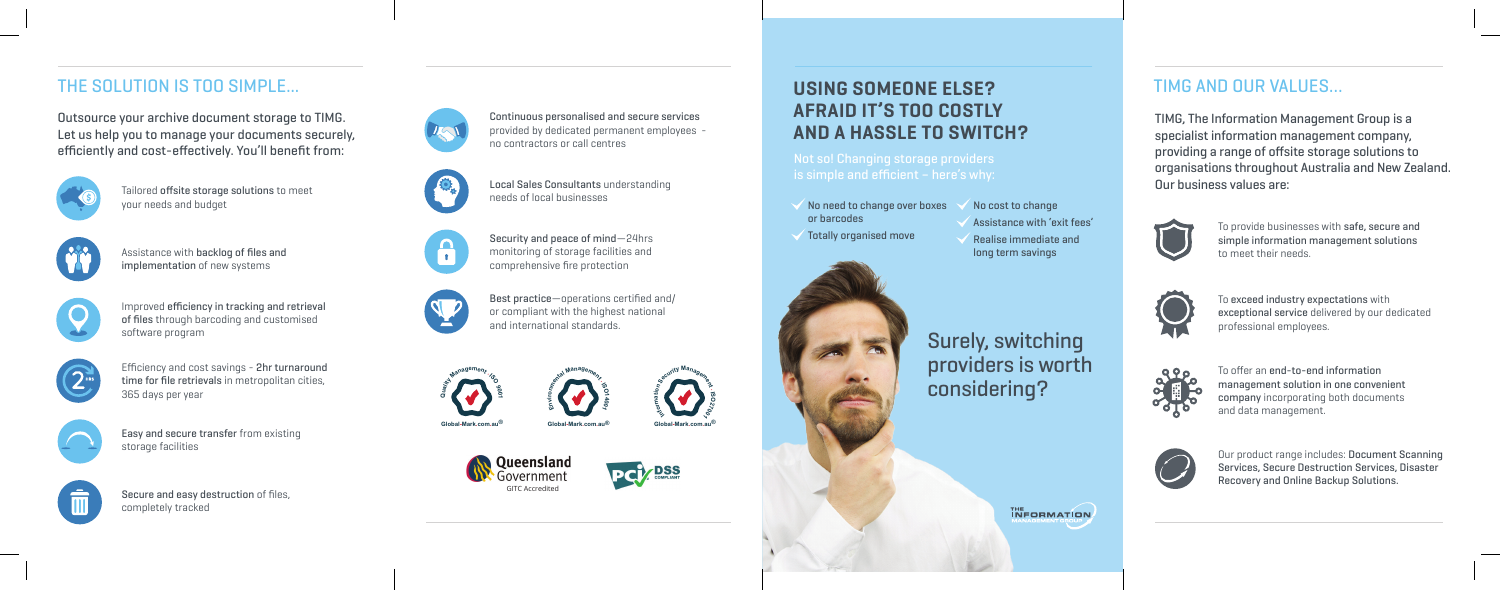## THE SOLUTION IS TOO SIMPLE...

Outsource your archive document storage to TIMG. Let us help you to manage your documents securely, efficiently and cost-effectively. You'll benefit from:

- Tailored **offsite storage solutions** to meet your needs and budget
- Assistance with **backlog of files and implementation** of new systems
- Improved **efficiency in tracking and retrieval of files** through barcoding and customised software program
- Efficiency and cost savings - **2hr turnaround time for file retrievals** in metropolitan cities, 365 days per year
- **Easy and secure transfer** from existing storage facilities
- **Secure and easy destruction** of files, completely tracked
- **Continuous personalised and secure services** provided by dedicated permanent employees – no contractors or call centres
- **Local Sales Consultants** understanding needs of local businesses
- **Security and peace of mind**—24hrs monitoring of storage facilities and comprehensive fire protection
- **Best practice**—operations certified and/or compliant with the highest national and international standards.

Quality Management ISO 9001 – Global-Mark.com.au®

Environmental Management ISO 14001 – Global-Mark.com.au®

Information Security Management ISO 27001 – Global-Mark.com.au®

Queensland Government GITC Accredited

PCI DSS Compliant

## USING SOMEONE ELSE? AFRAID IT'S TOO COSTLY AND A HASSLE TO SWITCH?

Not so! Changing storage providers is simple and efficient – here's why:

- ✓ No need to change over boxes or barcodes
- ✓ Totally organised move
- ✓ No cost to change
- ✓ Assistance with 'exit fees'
- ✓ Realise immediate and long term savings

Surely, switching providers is worth considering?

THE INFORMATION MANAGEMENT GROUP

## TIMG AND OUR VALUES...

TIMG, The Information Management Group is a specialist information management company, providing a range of offsite storage solutions to organisations throughout Australia and New Zealand. Our business values are:

- To provide businesses with **safe, secure and simple information management solutions** to meet their needs.
- To **exceed industry expectations** with **exceptional service** delivered by our dedicated professional employees.
- To offer an **end-to-end information management solution in one convenient company** incorporating both documents and data management.
- Our product range includes: **Document Scanning Services, Secure Destruction Services, Disaster Recovery and Online Backup Solutions.**